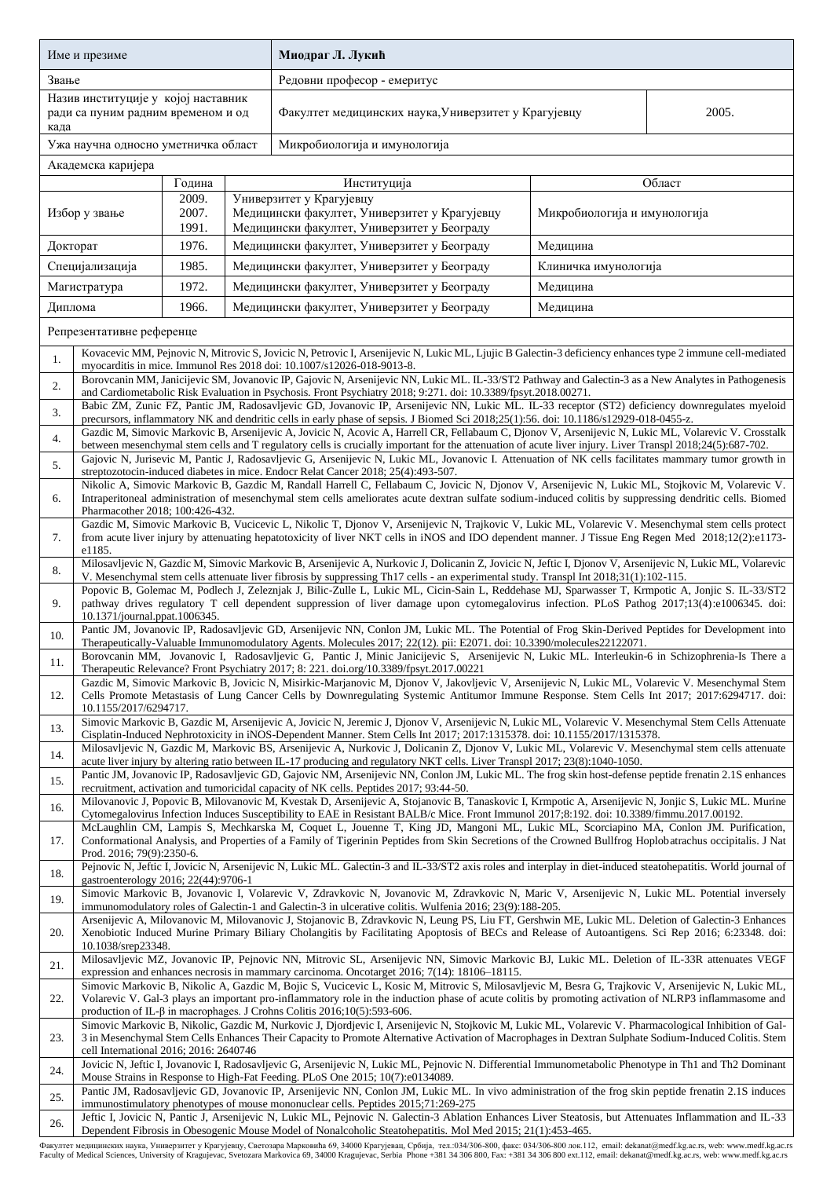| Име и презиме | **Миодраг Л. Лукић** | |
|---|---|---|
| Звање | Редовни професор - емеритус | |
| Назив институције у којој наставник ради са пуним радним временом и од када | Факултет медицинских наука,Универзитет у Крагујевцу | 2005. |
| Ужа научна односно уметничка област | Микробиологија и имунологија | |

**Академска каријера**

| | Година | Институција | Област |
|---|---|---|---|
| Избор у звање | 2009.<br>2007.<br>1991. | Универзитет у Крагујевцу<br>Медицински факултет, Универзитет у Крагујевцу<br>Медицински факултет, Универзитет у Београду | Микробиологија и имунологија |
| Докторат | 1976. | Медицински факултет, Универзитет у Београду | Медицина |
| Специјализација | 1985. | Медицински факултет, Универзитет у Београду | Клиничка имунологија |
| Магистратура | 1972. | Медицински факултет, Универзитет у Београду | Медицина |
| Диплома | 1966. | Медицински факултет, Универзитет у Београду | Медицина |

**Репрезентативне референце**

| | |
|---|---|
| 1. | Kovacevic MM, Pejnovic N, Mitrovic S, Jovicic N, Petrovic I, Arsenijevic N, Lukic ML, Ljujic B Galectin-3 deficiency enhances type 2 immune cell-mediated myocarditis in mice. Immunol Res 2018 doi: 10.1007/s12026-018-9013-8. |
| 2. | Borovcanin MM, Janicijevic SM, Jovanovic IP, Gajovic N, Arsenijevic NN, Lukic ML. IL-33/ST2 Pathway and Galectin-3 as a New Analytes in Pathogenesis and Cardiometabolic Risk Evaluation in Psychosis. Front Psychiatry 2018; 9:271. doi: 10.3389/fpsyt.2018.00271. |
| 3. | Babic ZM, Zunic FZ, Pantic JM, Radosavljevic GD, Jovanovic IP, Arsenijevic NN, Lukic ML. IL-33 receptor (ST2) deficiency downregulates myeloid precursors, inflammatory NK and dendritic cells in early phase of sepsis. J Biomed Sci 2018;25(1):56. doi: 10.1186/s12929-018-0455-z. |
| 4. | Gazdic M, Simovic Markovic B, Arsenijevic A, Jovicic N, Acovic A, Harrell CR, Fellabaum C, Djonov V, Arsenijevic N, Lukic ML, Volarevic V. Crosstalk between mesenchymal stem cells and T regulatory cells is crucially important for the attenuation of acute liver injury. Liver Transpl 2018;24(5):687-702. |
| 5. | Gajovic N, Jurisevic M, Pantic J, Radosavljevic G, Arsenijevic N, Lukic ML, Jovanovic I. Attenuation of NK cells facilitates mammary tumor growth in streptozotocin-induced diabetes in mice. Endocr Relat Cancer 2018; 25(4):493-507. |
| 6. | Nikolic A, Simovic Markovic B, Gazdic M, Randall Harrell C, Fellabaum C, Jovicic N, Djonov V, Arsenijevic N, Lukic ML, Stojkovic M, Volarevic V. Intraperitoneal administration of mesenchymal stem cells ameliorates acute dextran sulfate sodium-induced colitis by suppressing dendritic cells. Biomed Pharmacother 2018; 100:426-432. |
| 7. | Gazdic M, Simovic Markovic B, Vucicevic L, Nikolic T, Djonov V, Arsenijevic N, Trajkovic V, Lukic ML, Volarevic V. Mesenchymal stem cells protect from acute liver injury by attenuating hepatotoxicity of liver NKT cells in iNOS and IDO dependent manner. J Tissue Eng Regen Med 2018;12(2):e1173-e1185. |
| 8. | Milosavljevic N, Gazdic M, Simovic Markovic B, Arsenijevic A, Nurkovic J, Dolicanin Z, Jovicic N, Jeftic I, Djonov V, Arsenijevic N, Lukic ML, Volarevic V. Mesenchymal stem cells attenuate liver fibrosis by suppressing Th17 cells - an experimental study. Transpl Int 2018;31(1):102-115. |
| 9. | Popovic B, Golemac M, Podlech J, Zeleznjak J, Bilic-Zulle L, Lukic ML, Cicin-Sain L, Reddehase MJ, Sparwasser T, Krmpotic A, Jonjic S. IL-33/ST2 pathway drives regulatory T cell dependent suppression of liver damage upon cytomegalovirus infection. PLoS Pathog 2017;13(4):e1006345. doi: 10.1371/journal.ppat.1006345. |
| 10. | Pantic JM, Jovanovic IP, Radosavljevic GD, Arsenijevic NN, Conlon JM, Lukic ML. The Potential of Frog Skin-Derived Peptides for Development into Therapeutically-Valuable Immunomodulatory Agents. Molecules 2017; 22(12). pii: E2071. doi: 10.3390/molecules22122071. |
| 11. | Borovcanin MM, Jovanovic I, Radosavljevic G, Pantic J, Minic Janicijevic S, Arsenijevic N, Lukic ML. Interleukin-6 in Schizophrenia-Is There a Therapeutic Relevance? Front Psychiatry 2017; 8: 221. doi.org/10.3389/fpsyt.2017.00221 |
| 12. | Gazdic M, Simovic Markovic B, Jovicic N, Misirkic-Marjanovic M, Djonov V, Jakovljevic V, Arsenijevic N, Lukic ML, Volarevic V. Mesenchymal Stem Cells Promote Metastasis of Lung Cancer Cells by Downregulating Systemic Antitumor Immune Response. Stem Cells Int 2017; 2017:6294717. doi: 10.1155/2017/6294717. |
| 13. | Simovic Markovic B, Gazdic M, Arsenijevic A, Jovicic N, Jeremic J, Djonov V, Arsenijevic N, Lukic ML, Volarevic V. Mesenchymal Stem Cells Attenuate Cisplatin-Induced Nephrotoxicity in iNOS-Dependent Manner. Stem Cells Int 2017; 2017:1315378. doi: 10.1155/2017/1315378. |
| 14. | Milosavljevic N, Gazdic M, Markovic BS, Arsenijevic A, Nurkovic J, Dolicanin Z, Djonov V, Lukic ML, Volarevic V. Mesenchymal stem cells attenuate acute liver injury by altering ratio between IL-17 producing and regulatory NKT cells. Liver Transpl 2017; 23(8):1040-1050. |
| 15. | Pantic JM, Jovanovic IP, Radosavljevic GD, Gajovic NM, Arsenijevic NN, Conlon JM, Lukic ML. The frog skin host-defense peptide frenatin 2.1S enhances recruitment, activation and tumoricidal capacity of NK cells. Peptides 2017; 93:44-50. |
| 16. | Milovanovic J, Popovic B, Milovanovic M, Kvestak D, Arsenijevic A, Stojanovic B, Tanaskovic I, Krmpotic A, Arsenijevic N, Jonjic S, Lukic ML. Murine Cytomegalovirus Infection Induces Susceptibility to EAE in Resistant BALB/c Mice. Front Immunol 2017;8:192. doi: 10.3389/fimmu.2017.00192. |
| 17. | McLaughlin CM, Lampis S, Mechkarska M, Coquet L, Jouenne T, King JD, Mangoni ML, Lukic ML, Scorciapino MA, Conlon JM. Purification, Conformational Analysis, and Properties of a Family of Tigerinin Peptides from Skin Secretions of the Crowned Bullfrog Hoplobatrachus occipitalis. J Nat Prod. 2016; 79(9):2350-6. |
| 18. | Pejnovic N, Jeftic I, Jovicic N, Arsenijevic N, Lukic ML. Galectin-3 and IL-33/ST2 axis roles and interplay in diet-induced steatohepatitis. World journal of gastroenterology 2016; 22(44):9706-1 |
| 19. | Simovic Markovic B, Jovanovic I, Volarevic V, Zdravkovic V, Jovanovic M, Zdravkovic N, Maric V, Arsenijevic N, Lukic ML. Potential inversely immunomodulatory roles of Galectin-1 and Galectin-3 in ulcerative colitis. Wulfenia 2016; 23(9):188-205. |
| 20. | Arsenijevic A, Milovanovic M, Milovanovic J, Stojanovic B, Zdravkovic N, Leung PS, Liu FT, Gershwin ME, Lukic ML. Deletion of Galectin-3 Enhances Xenobiotic Induced Murine Primary Biliary Cholangitis by Facilitating Apoptosis of BECs and Release of Autoantigens. Sci Rep 2016; 6:23348. doi: 10.1038/srep23348. |
| 21. | Milosavljevic MZ, Jovanovic IP, Pejnovic NN, Mitrovic SL, Arsenijevic NN, Simovic Markovic BJ, Lukic ML. Deletion of IL-33R attenuates VEGF expression and enhances necrosis in mammary carcinoma. Oncotarget 2016; 7(14): 18106–18115. |
| 22. | Simovic Markovic B, Nikolic A, Gazdic M, Bojic S, Vucicevic L, Kosic M, Mitrovic S, Milosavljevic M, Besra G, Trajkovic V, Arsenijevic N, Lukic ML, Volarevic V. Gal-3 plays an important pro-inflammatory role in the induction phase of acute colitis by promoting activation of NLRP3 inflammasome and production of IL-β in macrophages. J Crohns Colitis 2016;10(5):593-606. |
| 23. | Simovic Markovic B, Nikolic, Gazdic M, Nurkovic J, Djordjevic I, Arsenijevic N, Stojkovic M, Lukic ML, Volarevic V. Pharmacological Inhibition of Gal-3 in Mesenchymal Stem Cells Enhances Their Capacity to Promote Alternative Activation of Macrophages in Dextran Sulphate Sodium-Induced Colitis. Stem cell International 2016; 2016: 2640746 |
| 24. | Jovicic N, Jeftic I, Jovanovic I, Radosavljevic G, Arsenijevic N, Lukic ML, Pejnovic N. Differential Immunometabolic Phenotype in Th1 and Th2 Dominant Mouse Strains in Response to High-Fat Feeding. PLoS One 2015; 10(7):e0134089. |
| 25. | Pantic JM, Radosavljevic GD, Jovanovic IP, Arsenijevic NN, Conlon JM, Lukic ML. In vivo administration of the frog skin peptide frenatin 2.1S induces immunostimulatory phenotypes of mouse mononuclear cells. Peptides 2015;71:269-275 |
| 26. | Jeftic I, Jovicic N, Pantic J, Arsenijevic N, Lukic ML, Pejnovic N. Galectin-3 Ablation Enhances Liver Steatosis, but Attenuates Inflammation and IL-33 Dependent Fibrosis in Obesogenic Mouse Model of Nonalcoholic Steatohepatitis. Mol Med 2015; 21(1):453-465. |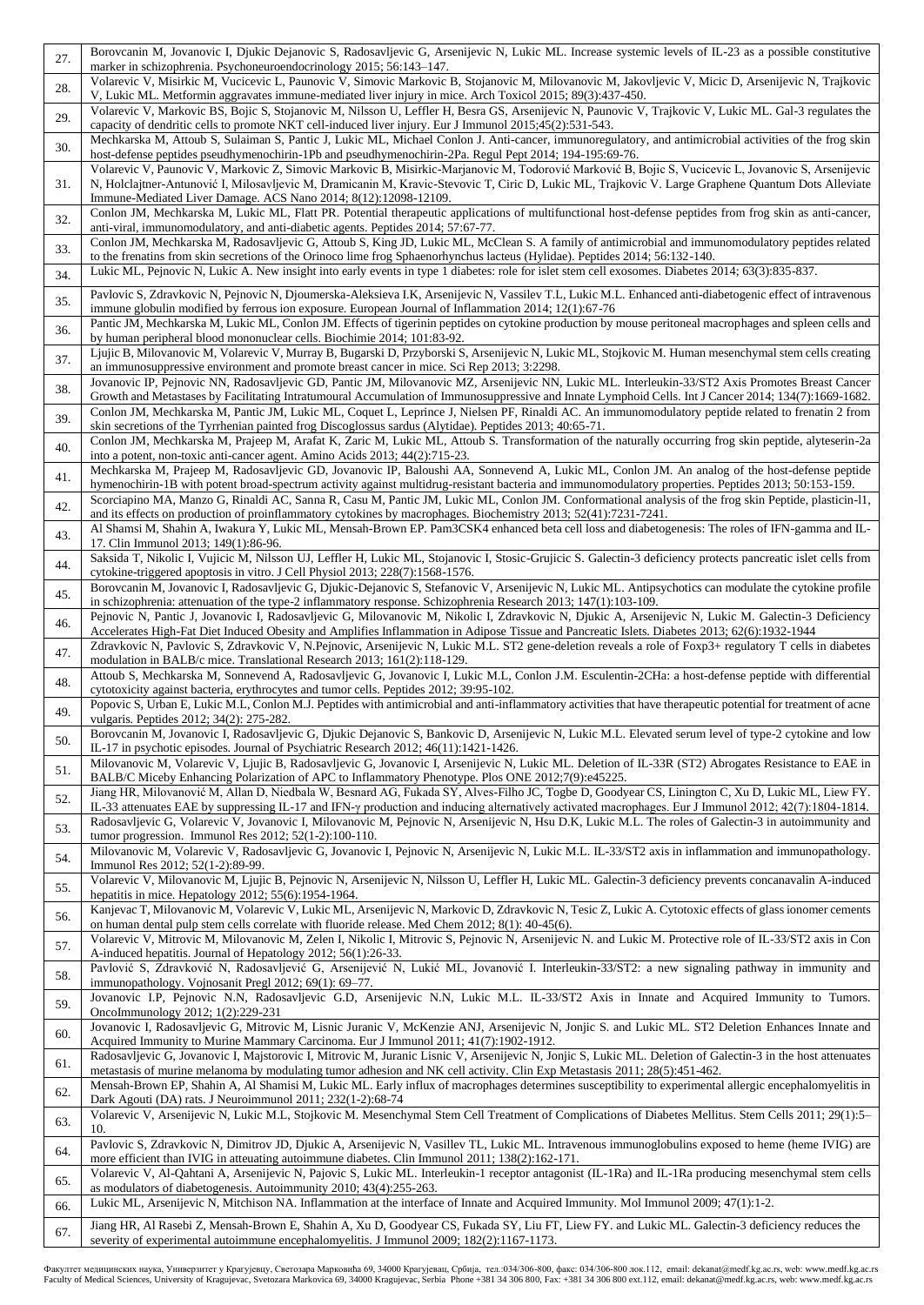| | |
|---|---|
| 27. | Borovcanin M, Jovanovic I, Djukic Dejanovic S, Radosavljevic G, Arsenijevic N, Lukic ML. Increase systemic levels of IL-23 as a possible constitutive marker in schizophrenia. Psychoneuroendocrinology 2015; 56:143–147. |
| 28. | Volarevic V, Misirkic M, Vucicevic L, Paunovic V, Simovic Markovic B, Stojanovic M, Milovanovic M, Jakovljevic V, Micic D, Arsenijevic N, Trajkovic V, Lukic ML. Metformin aggravates immune-mediated liver injury in mice. Arch Toxicol 2015; 89(3):437-450. |
| 29. | Volarevic V, Markovic BS, Bojic S, Stojanovic M, Nilsson U, Leffler H, Besra GS, Arsenijevic N, Paunovic V, Trajkovic V, Lukic ML. Gal-3 regulates the capacity of dendritic cells to promote NKT cell-induced liver injury. Eur J Immunol 2015;45(2):531-543. |
| 30. | Mechkarska M, Attoub S, Sulaiman S, Pantic J, Lukic ML, Michael Conlon J. Anti-cancer, immunoregulatory, and antimicrobial activities of the frog skin host-defense peptides pseudhymenochirin-1Pb and pseudhymenochirin-2Pa. Regul Pept 2014; 194-195:69-76. |
| 31. | Volarevic V, Paunovic V, Markovic Z, Simovic Markovic B, Misirkic-Marjanovic M, Todorović Marković B, Bojic S, Vucicevic L, Jovanovic S, Arsenijevic N, Holclajtner-Antunović I, Milosavljevic M, Dramicanin M, Kravic-Stevovic T, Ciric D, Lukic ML, Trajkovic V. Large Graphene Quantum Dots Alleviate Immune-Mediated Liver Damage. ACS Nano 2014; 8(12):12098-12109. |
| 32. | Conlon JM, Mechkarska M, Lukic ML, Flatt PR. Potential therapeutic applications of multifunctional host-defense peptides from frog skin as anti-cancer, anti-viral, immunomodulatory, and anti-diabetic agents. Peptides 2014; 57:67-77. |
| 33. | Conlon JM, Mechkarska M, Radosavljevic G, Attoub S, King JD, Lukic ML, McClean S. A family of antimicrobial and immunomodulatory peptides related to the frenatins from skin secretions of the Orinoco lime frog Sphaenorhynchus lacteus (Hylidae). Peptides 2014; 56:132-140. |
| 34. | Lukic ML, Pejnovic N, Lukic A. New insight into early events in type 1 diabetes: role for islet stem cell exosomes. Diabetes 2014; 63(3):835-837. |
| 35. | Pavlovic S, Zdravkovic N, Pejnovic N, Djoumerska-Aleksieva I.K, Arsenijevic N, Vassilev T.L, Lukic M.L. Enhanced anti-diabetogenic effect of intravenous immune globulin modified by ferrous ion exposure. European Journal of Inflammation 2014; 12(1):67-76 |
| 36. | Pantic JM, Mechkarska M, Lukic ML, Conlon JM. Effects of tigerinin peptides on cytokine production by mouse peritoneal macrophages and spleen cells and by human peripheral blood mononuclear cells. Biochimie 2014; 101:83-92. |
| 37. | Ljujic B, Milovanovic M, Volarevic V, Murray B, Bugarski D, Przyborski S, Arsenijevic N, Lukic ML, Stojkovic M. Human mesenchymal stem cells creating an immunosuppressive environment and promote breast cancer in mice. Sci Rep 2013; 3:2298. |
| 38. | Jovanovic IP, Pejnovic NN, Radosavljevic GD, Pantic JM, Milovanovic MZ, Arsenijevic NN, Lukic ML. Interleukin-33/ST2 Axis Promotes Breast Cancer Growth and Metastases by Facilitating Intratumoural Accumulation of Immunosuppressive and Innate Lymphoid Cells. Int J Cancer 2014; 134(7):1669-1682. |
| 39. | Conlon JM, Mechkarska M, Pantic JM, Lukic ML, Coquet L, Leprince J, Nielsen PF, Rinaldi AC. An immunomodulatory peptide related to frenatin 2 from skin secretions of the Tyrrhenian painted frog Discoglossus sardus (Alytidae). Peptides 2013; 40:65-71. |
| 40. | Conlon JM, Mechkarska M, Prajeep M, Arafat K, Zaric M, Lukic ML, Attoub S. Transformation of the naturally occurring frog skin peptide, alyteserin-2a into a potent, non-toxic anti-cancer agent. Amino Acids 2013; 44(2):715-23. |
| 41. | Mechkarska M, Prajeep M, Radosavljevic GD, Jovanovic IP, Baloushi AA, Sonnevend A, Lukic ML, Conlon JM. An analog of the host-defense peptide hymenochirin-1B with potent broad-spectrum activity against multidrug-resistant bacteria and immunomodulatory properties. Peptides 2013; 50:153-159. |
| 42. | Scorciapino MA, Manzo G, Rinaldi AC, Sanna R, Casu M, Pantic JM, Lukic ML, Conlon JM. Conformational analysis of the frog skin Peptide, plasticin-l1, and its effects on production of proinflammatory cytokines by macrophages. Biochemistry 2013; 52(41):7231-7241. |
| 43. | Al Shamsi M, Shahin A, Iwakura Y, Lukic ML, Mensah-Brown EP. Pam3CSK4 enhanced beta cell loss and diabetogenesis: The roles of IFN-gamma and IL-17. Clin Immunol 2013; 149(1):86-96. |
| 44. | Saksida T, Nikolic I, Vujicic M, Nilsson UJ, Leffler H, Lukic ML, Stojanovic I, Stosic-Grujicic S. Galectin-3 deficiency protects pancreatic islet cells from cytokine-triggered apoptosis in vitro. J Cell Physiol 2013; 228(7):1568-1576. |
| 45. | Borovcanin M, Jovanovic I, Radosavljevic G, Djukic-Dejanovic S, Stefanovic V, Arsenijevic N, Lukic ML. Antipsychotics can modulate the cytokine profile in schizophrenia: attenuation of the type-2 inflammatory response. Schizophrenia Research 2013; 147(1):103-109. |
| 46. | Pejnovic N, Pantic J, Jovanovic I, Radosavljevic G, Milovanovic M, Nikolic I, Zdravkovic N, Djukic A, Arsenijevic N, Lukic M. Galectin-3 Deficiency Accelerates High-Fat Diet Induced Obesity and Amplifies Inflammation in Adipose Tissue and Pancreatic Islets. Diabetes 2013; 62(6):1932-1944 |
| 47. | Zdravkovic N, Pavlovic S, Zdravkovic V, N.Pejnovic, Arsenijevic N, Lukic M.L. ST2 gene-deletion reveals a role of Foxp3+ regulatory T cells in diabetes modulation in BALB/c mice. Translational Research 2013; 161(2):118-129. |
| 48. | Attoub S, Mechkarska M, Sonnevend A, Radosavljevic G, Jovanovic I, Lukic M.L, Conlon J.M. Esculentin-2CHa: a host-defense peptide with differential cytotoxicity against bacteria, erythrocytes and tumor cells. Peptides 2012; 39:95-102. |
| 49. | Popovic S, Urban E, Lukic M.L, Conlon M.J. Peptides with antimicrobial and anti-inflammatory activities that have therapeutic potential for treatment of acne vulgaris. Peptides 2012; 34(2): 275-282. |
| 50. | Borovcanin M, Jovanovic I, Radosavljevic G, Djukic Dejanovic S, Bankovic D, Arsenijevic N, Lukic M.L. Elevated serum level of type-2 cytokine and low IL-17 in psychotic episodes. Journal of Psychiatric Research 2012; 46(11):1421-1426. |
| 51. | Milovanovic M, Volarevic V, Ljujic B, Radosavljevic G, Jovanovic I, Arsenijevic N, Lukic ML. Deletion of IL-33R (ST2) Abrogates Resistance to EAE in BALB/C Miceby Enhancing Polarization of APC to Inflammatory Phenotype. Plos ONE 2012;7(9):e45225. |
| 52. | Jiang HR, Milovanović M, Allan D, Niedbala W, Besnard AG, Fukada SY, Alves-Filho JC, Togbe D, Goodyear CS, Linington C, Xu D, Lukic ML, Liew FY. IL-33 attenuates EAE by suppressing IL-17 and IFN-γ production and inducing alternatively activated macrophages. Eur J Immunol 2012; 42(7):1804-1814. |
| 53. | Radosavljevic G, Volarevic V, Jovanovic I, Milovanovic M, Pejnovic N, Arsenijevic N, Hsu D.K, Lukic M.L. The roles of Galectin-3 in autoimmunity and tumor progression. Immunol Res 2012; 52(1-2):100-110. |
| 54. | Milovanovic M, Volarevic V, Radosavljevic G, Jovanovic I, Pejnovic N, Arsenijevic N, Lukic M.L. IL-33/ST2 axis in inflammation and immunopathology. Immunol Res 2012; 52(1-2):89-99. |
| 55. | Volarevic V, Milovanovic M, Ljujic B, Pejnovic N, Arsenijevic N, Nilsson U, Leffler H, Lukic ML. Galectin-3 deficiency prevents concanavalin A-induced hepatitis in mice. Hepatology 2012; 55(6):1954-1964. |
| 56. | Kanjevac T, Milovanovic M, Volarevic V, Lukic ML, Arsenijevic N, Markovic D, Zdravkovic N, Tesic Z, Lukic A. Cytotoxic effects of glass ionomer cements on human dental pulp stem cells correlate with fluoride release. Med Chem 2012; 8(1): 40-45(6). |
| 57. | Volarevic V, Mitrovic M, Milovanovic M, Zelen I, Nikolic I, Mitrovic S, Pejnovic N, Arsenijevic N. and Lukic M. Protective role of IL-33/ST2 axis in Con A-induced hepatitis. Journal of Hepatology 2012; 56(1):26-33. |
| 58. | Pavlović S, Zdravković N, Radosavljević G, Arsenijević N, Lukić ML, Jovanović I. Interleukin-33/ST2: a new signaling pathway in immunity and immunopathology. Vojnosanit Pregl 2012; 69(1): 69–77. |
| 59. | Jovanovic I.P, Pejnovic N.N, Radosavljevic G.D, Arsenijevic N.N, Lukic M.L. IL-33/ST2 Axis in Innate and Acquired Immunity to Tumors. OncoImmunology 2012; 1(2):229-231 |
| 60. | Jovanovic I, Radosavljevic G, Mitrovic M, Lisnic Juranic V, McKenzie ANJ, Arsenijevic N, Jonjic S. and Lukic ML. ST2 Deletion Enhances Innate and Acquired Immunity to Murine Mammary Carcinoma. Eur J Immunol 2011; 41(7):1902-1912. |
| 61. | Radosavljevic G, Jovanovic I, Majstorovic I, Mitrovic M, Juranic Lisnic V, Arsenijevic N, Jonjic S, Lukic ML. Deletion of Galectin-3 in the host attenuates metastasis of murine melanoma by modulating tumor adhesion and NK cell activity. Clin Exp Metastasis 2011; 28(5):451-462. |
| 62. | Mensah-Brown EP, Shahin A, Al Shamisi M, Lukic ML. Early influx of macrophages determines susceptibility to experimental allergic encephalomyelitis in Dark Agouti (DA) rats. J Neuroimmunol 2011; 232(1-2):68-74 |
| 63. | Volarevic V, Arsenijevic N, Lukic M.L, Stojkovic M. Mesenchymal Stem Cell Treatment of Complications of Diabetes Mellitus. Stem Cells 2011; 29(1):5–10. |
| 64. | Pavlovic S, Zdravkovic N, Dimitrov JD, Djukic A, Arsenijevic N, Vasillev TL, Lukic ML. Intravenous immunoglobulins exposed to heme (heme IVIG) are more efficient than IVIG in atteuating autoimmune diabetes. Clin Immunol 2011; 138(2):162-171. |
| 65. | Volarevic V, Al-Qahtani A, Arsenijevic N, Pajovic S, Lukic ML. Interleukin-1 receptor antagonist (IL-1Ra) and IL-1Ra producing mesenchymal stem cells as modulators of diabetogenesis. Autoimmunity 2010; 43(4):255-263. |
| 66. | Lukic ML, Arsenijevic N, Mitchison NA. Inflammation at the interface of Innate and Acquired Immunity. Mol Immunol 2009; 47(1):1-2. |
| 67. | Jiang HR, Al Rasebi Z, Mensah-Brown E, Shahin A, Xu D, Goodyear CS, Fukada SY, Liu FT, Liew FY. and Lukic ML. Galectin-3 deficiency reduces the severity of experimental autoimmune encephalomyelitis. J Immunol 2009; 182(2):1167-1173. |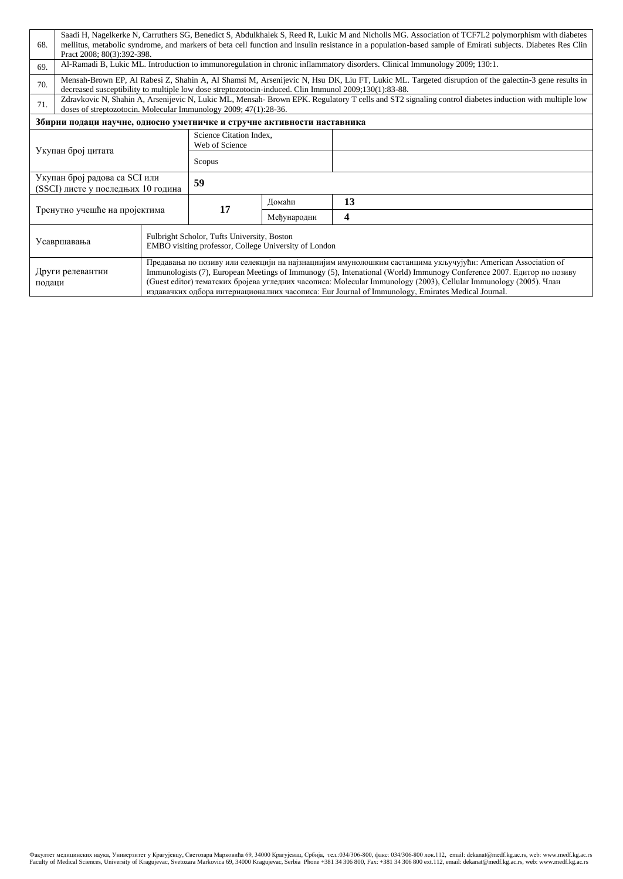| | |
|---|---|
| 68. | Saadi H, Nagelkerke N, Carruthers SG, Benedict S, Abdulkhalek S, Reed R, Lukic M and Nicholls MG. Association of TCF7L2 polymorphism with diabetes mellitus, metabolic syndrome, and markers of beta cell function and insulin resistance in a population-based sample of Emirati subjects. Diabetes Res Clin Pract 2008; 80(3):392-398. |
| 69. | Al-Ramadi B, Lukic ML. Introduction to immunoregulation in chronic inflammatory disorders. Clinical Immunology 2009; 130:1. |
| 70. | Mensah-Brown EP, Al Rabesi Z, Shahin A, Al Shamsi M, Arsenijevic N, Hsu DK, Liu FT, Lukic ML. Targeted disruption of the galectin-3 gene results in decreased susceptibility to multiple low dose streptozotocin-induced. Clin Immunol 2009;130(1):83-88. |
| 71. | Zdravkovic N, Shahin A, Arsenijevic N, Lukic ML, Mensah- Brown EPK. Regulatory T cells and ST2 signaling control diabetes induction with multiple low doses of streptozotocin. Molecular Immunology 2009; 47(1):28-36. |

**Збирни подаци научне, односно уметничке и стручне активности наставника**

| | | | |
|---|---|---|---|
| Укупан број цитата | Science Citation Index, Web of Science | | |
| | Scopus | | |
| Укупан број радова са SCI или (SSCI) листе у последњих 10 година | **59** | | |
| Тренутно учешће на пројектима | **17** | Домаћи | **13** |
| | | Међународни | **4** |
| Усавршавања | Fulbright Scholor, Tufts University, Boston<br>EMBO visiting professor, College University of London | | |
| Други релевантни подаци | Предавања по позиву или селекцији на најзнацнијим имунолошким састанцима укључујући: American Association of Immunologists (7), European Meetings of Immunogy (5), Intenational (World) Immunogy Conference 2007. Едитор по позиву (Guest editor) тематских бројева угледних часописа: Molecular Immunology (2003), Cellular Immunology (2005). Члан издавачких одбора интернационалних часописа: Eur Journal of Immunology, Emirates Medical Journal. | | |